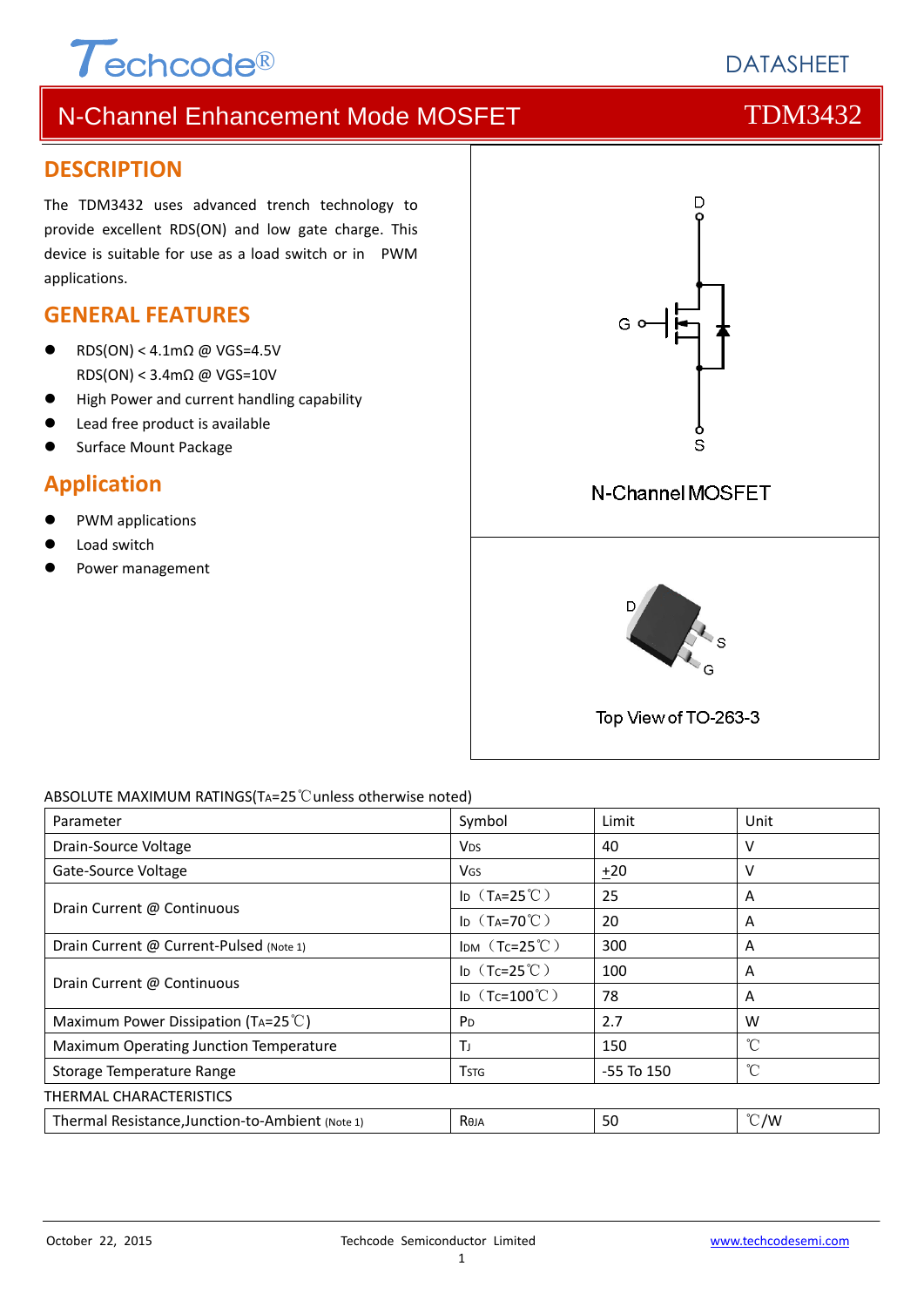# N-Channel Enhancement Mode MOSFET TDM3432

## DESCRIPTION

The TDM3432 uses advanced trench technology to provide excellent RDS(ON) and low gate charge. This device is suitable for use as a load switch or in PWM applications.

## GENERAL FEATURES

- RDS(ON) < 4.1mΩ @ VGS=4.5V
  RDS(ON) < 3.4mΩ @ VGS=10V
- High Power and current handling capability
- Lead free product is available
- Surface Mount Package

## Application

- PWM applications
- Load switch
- Power management

N-Channel MOSFET

Top View of TO-263-3

ABSOLUTE MAXIMUM RATINGS($T_A$=25℃unless otherwise noted)

| Parameter | Symbol | Limit | Unit |
|---|---|---|---|
| Drain-Source Voltage | $V_{DS}$ | 40 | V |
| Gate-Source Voltage | $V_{GS}$ | ±20 | V |
| Drain Current @ Continuous | $I_D$（$T_A$=25℃） | 25 | A |
| | $I_D$（$T_A$=70℃） | 20 | A |
| Drain Current @ Current-Pulsed (Note 1) | $I_{DM}$（$T_C$=25℃） | 300 | A |
| Drain Current @ Continuous | $I_D$（$T_C$=25℃） | 100 | A |
| | $I_D$（$T_C$=100℃） | 78 | A |
| Maximum Power Dissipation ($T_A$=25℃) | $P_D$ | 2.7 | W |
| Maximum Operating Junction Temperature | $T_J$ | 150 | ℃ |
| Storage Temperature Range | $T_{STG}$ | -55 To 150 | ℃ |

THERMAL CHARACTERISTICS

| Parameter | Symbol | Limit | Unit |
|---|---|---|---|
| Thermal Resistance,Junction-to-Ambient (Note 1) | $R_{θJA}$ | 50 | ℃/W |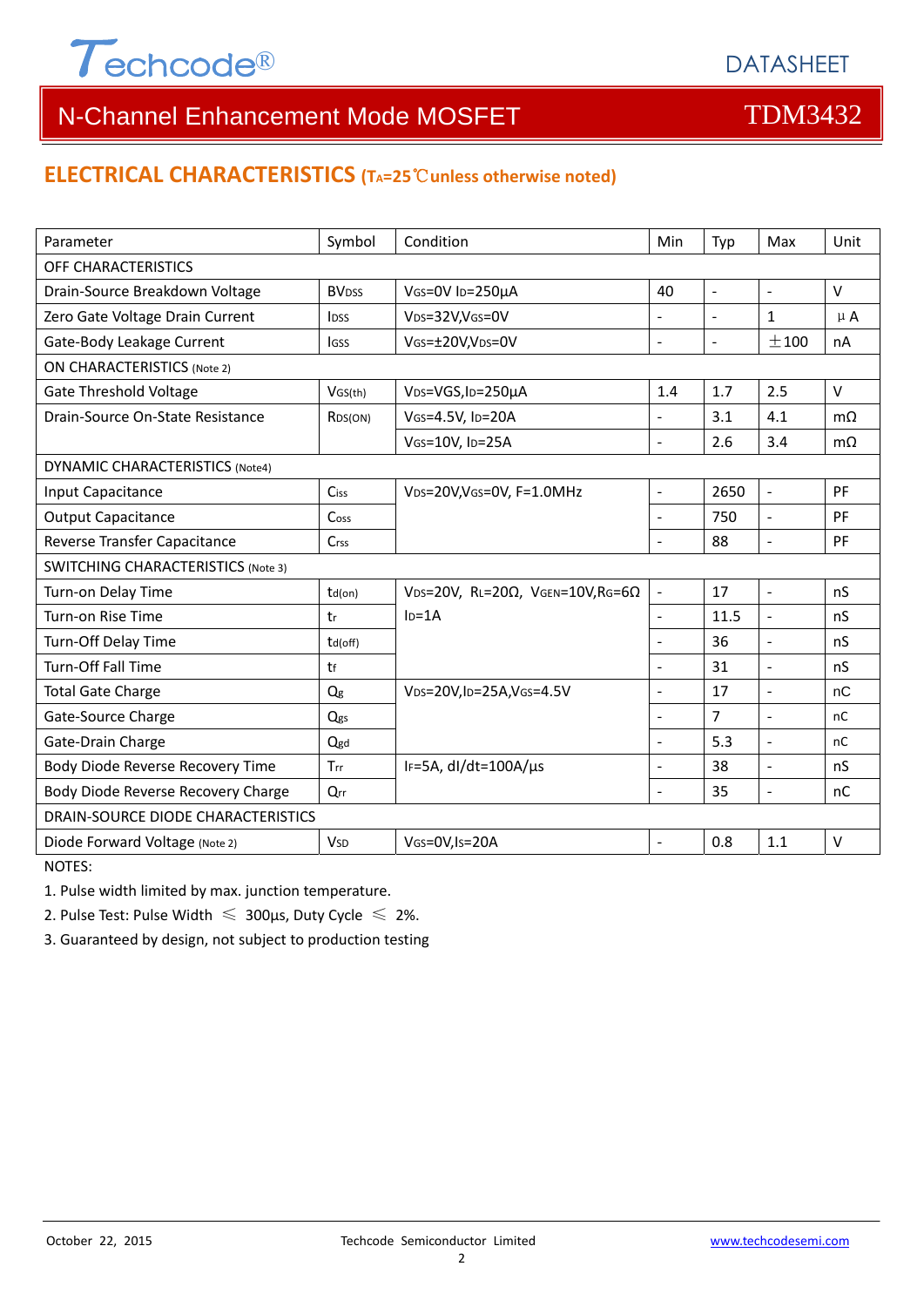# N-Channel Enhancement Mode MOSFET — TDM3432

## ELECTRICAL CHARACTERISTICS ($T_A$=25℃unless otherwise noted)

| Parameter | Symbol | Condition | Min | Typ | Max | Unit |
|---|---|---|---|---|---|---|
| OFF CHARACTERISTICS | | | | | | |
| Drain-Source Breakdown Voltage | $BV_{DSS}$ | $V_{GS}$=0V $I_D$=250μA | 40 | - | - | V |
| Zero Gate Voltage Drain Current | $I_{DSS}$ | $V_{DS}$=32V,$V_{GS}$=0V | - | - | 1 | μA |
| Gate-Body Leakage Current | $I_{GSS}$ | $V_{GS}$=±20V,$V_{DS}$=0V | - | - | ±100 | nA |
| ON CHARACTERISTICS (Note 2) | | | | | | |
| Gate Threshold Voltage | $V_{GS(th)}$ | $V_{DS}$=VGS,$I_D$=250μA | 1.4 | 1.7 | 2.5 | V |
| Drain-Source On-State Resistance | $R_{DS(ON)}$ | $V_{GS}$=4.5V, $I_D$=20A | - | 3.1 | 4.1 | mΩ |
| | | $V_{GS}$=10V, $I_D$=25A | - | 2.6 | 3.4 | mΩ |
| DYNAMIC CHARACTERISTICS (Note4) | | | | | | |
| Input Capacitance | $C_{iss}$ | $V_{DS}$=20V,$V_{GS}$=0V, F=1.0MHz | - | 2650 | - | PF |
| Output Capacitance | $C_{oss}$ | | - | 750 | - | PF |
| Reverse Transfer Capacitance | $C_{rss}$ | | - | 88 | - | PF |
| SWITCHING CHARACTERISTICS (Note 3) | | | | | | |
| Turn-on Delay Time | $t_{d(on)}$ | $V_{DS}$=20V, $R_L$=20Ω, $V_{GEN}$=10V,$R_G$=6Ω $I_D$=1A | - | 17 | - | nS |
| Turn-on Rise Time | $t_r$ | | - | 11.5 | - | nS |
| Turn-Off Delay Time | $t_{d(off)}$ | | - | 36 | - | nS |
| Turn-Off Fall Time | $t_f$ | | - | 31 | - | nS |
| Total Gate Charge | $Q_g$ | $V_{DS}$=20V,$I_D$=25A,$V_{GS}$=4.5V | - | 17 | - | nC |
| Gate-Source Charge | $Q_{gs}$ | | - | 7 | - | nC |
| Gate-Drain Charge | $Q_{gd}$ | | - | 5.3 | - | nC |
| Body Diode Reverse Recovery Time | $T_{rr}$ | $I_F$=5A, dI/dt=100A/μs | - | 38 | - | nS |
| Body Diode Reverse Recovery Charge | $Q_{rr}$ | | - | 35 | - | nC |
| DRAIN-SOURCE DIODE CHARACTERISTICS | | | | | | |
| Diode Forward Voltage (Note 2) | $V_{SD}$ | $V_{GS}$=0V,$I_S$=20A | - | 0.8 | 1.1 | V |

NOTES:

1. Pulse width limited by max. junction temperature.
2. Pulse Test: Pulse Width ≤ 300μs, Duty Cycle ≤ 2%.
3. Guaranteed by design, not subject to production testing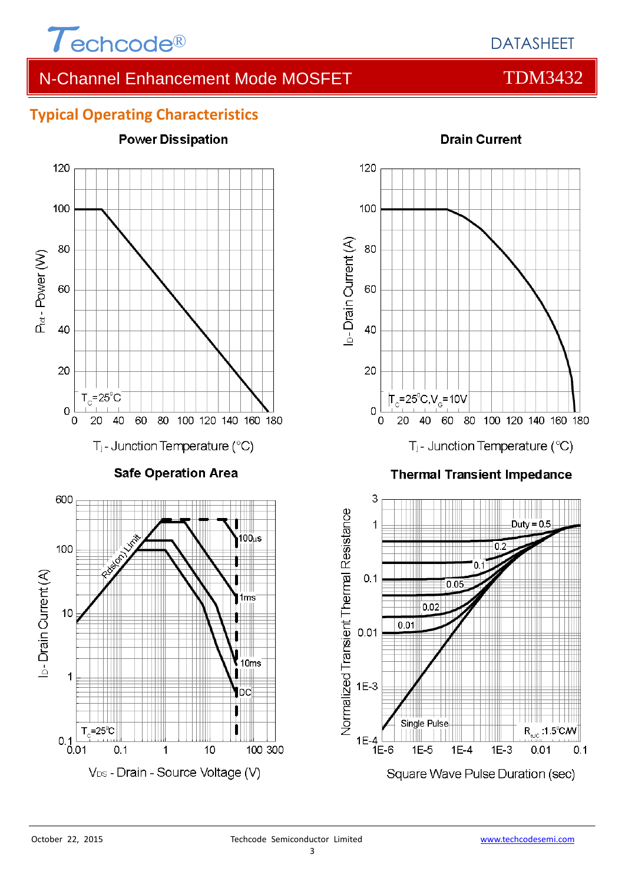## Typical Operating Characteristics

**Power Dissipation**

$P_{tot}$ - Power (W)

$T_C$=25°C

$T_j$ - Junction Temperature (°C)

**Drain Current**

$I_D$ - Drain Current (A)

$T_C$=25°C, $V_G$=10V

$T_j$ - Junction Temperature (°C)

**Safe Operation Area**

$I_D$ - Drain Current (A)

Rds(on) Limit

100µs

1ms

10ms

DC

$T_C$=25°C

$V_{DS}$ - Drain - Source Voltage (V)

**Thermal Transient Impedance**

Normalized Transient Thermal Resistance

Duty = 0.5

0.2

0.1

0.05

0.02

0.01

Single Pulse

$R_{\theta JC}$ :1.5°C/W

Square Wave Pulse Duration (sec)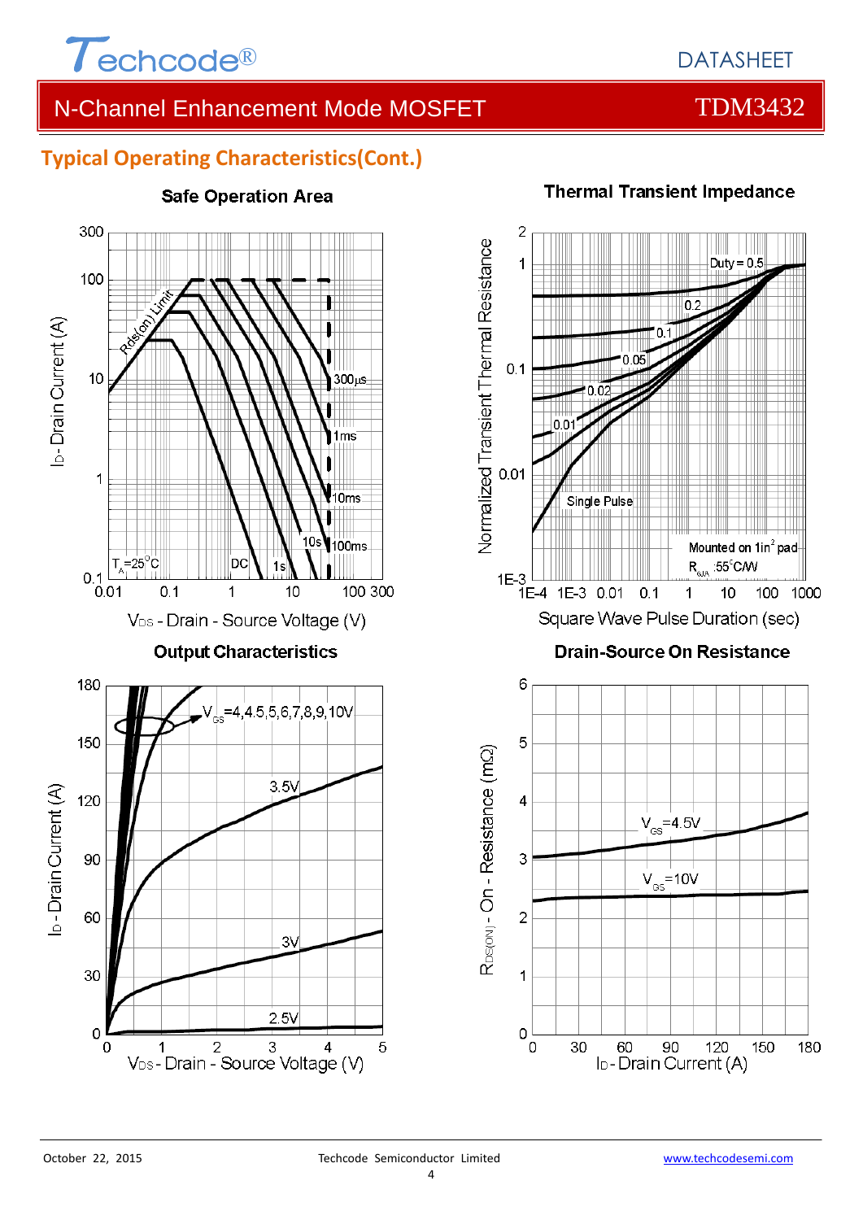## Typical Operating Characteristics(Cont.)

**Safe Operation Area**

Rds(on) Limit

$T_A$=25°C

300μs, 1ms, 10ms, 100ms, 10s, 1s, DC

$I_D$ - Drain Current (A)

$V_{DS}$ - Drain - Source Voltage (V)

**Thermal Transient Impedance**

Duty = 0.5, 0.2, 0.1, 0.05, 0.02, 0.01, Single Pulse

Mounted on 1in² pad

$R_{\theta JA}$ :55°C/W

Normalized Transient Thermal Resistance

Square Wave Pulse Duration (sec)

**Output Characteristics**

$V_{GS}$=4,4.5,5,6,7,8,9,10V

3.5V

3V

2.5V

$I_D$ - Drain Current (A)

$V_{DS}$ - Drain - Source Voltage (V)

**Drain-Source On Resistance**

$V_{GS}$=4.5V

$V_{GS}$=10V

$R_{DS(ON)}$ - On - Resistance (mΩ)

$I_D$ - Drain Current (A)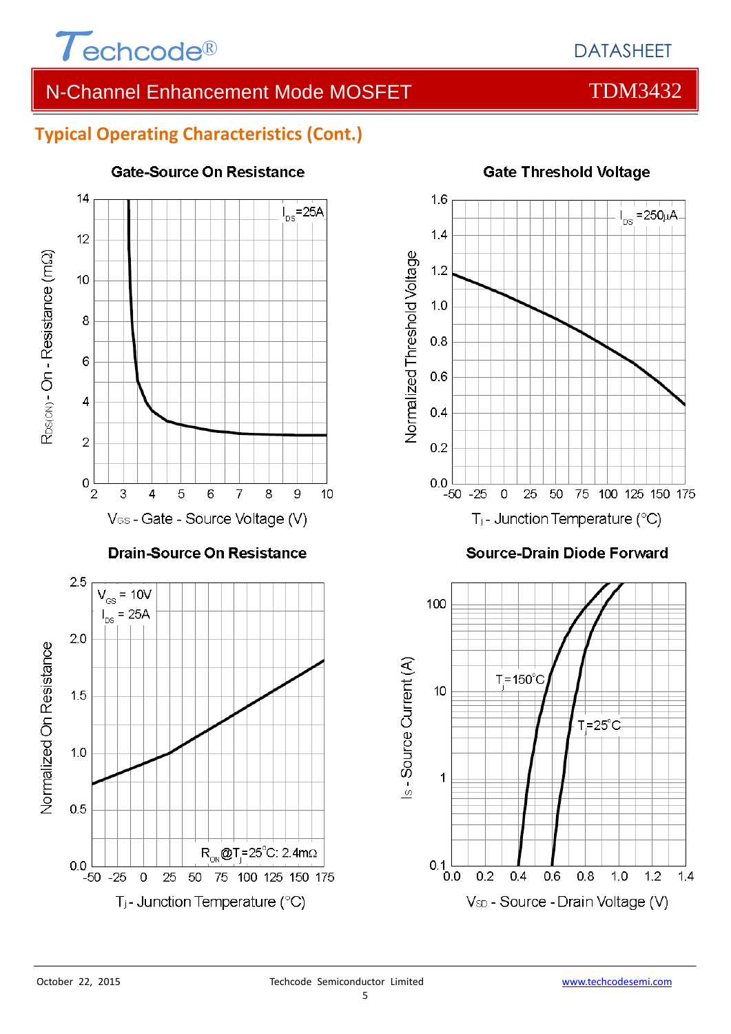## Typical Operating Characteristics (Cont.)

**Gate-Source On Resistance**

$I_{DS}$=25A

$R_{DS(ON)}$ - On - Resistance (mΩ)

$V_{GS}$ - Gate - Source Voltage (V)

**Gate Threshold Voltage**

$I_{DS}$ =250μA

Normalized Threshold Voltage

$T_j$ - Junction Temperature (°C)

**Drain-Source On Resistance**

$V_{GS}$ = 10V

$I_{DS}$ = 25A

$R_{ON}$@$T_j$=25°C: 2.4mΩ

Normalized On Resistance

$T_j$ - Junction Temperature (°C)

**Source-Drain Diode Forward**

$T_j$=150°C

$T_j$=25°C

$I_S$ - Source Current (A)

$V_{SD}$ - Source - Drain Voltage (V)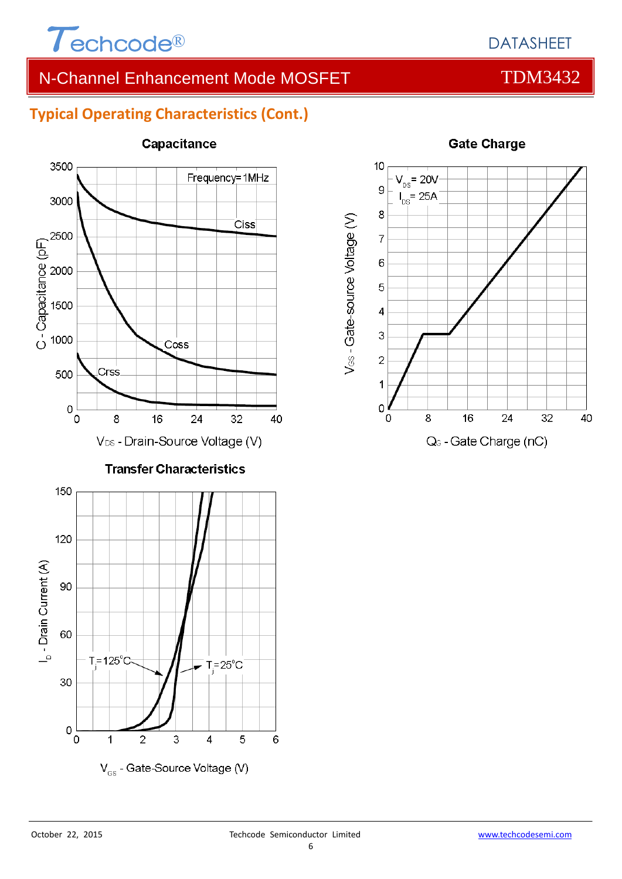## Typical Operating Characteristics (Cont.)

**Capacitance**

Frequency=1MHz

Ciss

Coss

Crss

C - Capacitance (pF)

$V_{DS}$ - Drain-Source Voltage (V)

**Gate Charge**

$V_{DS}$ = 20V

$I_{DS}$ = 25A

$V_{GS}$ - Gate-source Voltage (V)

$Q_G$ - Gate Charge (nC)

**Transfer Characteristics**

$T_j$=125°C

$T_j$=25°C

$I_D$ - Drain Current (A)

$V_{GS}$ - Gate-Source Voltage (V)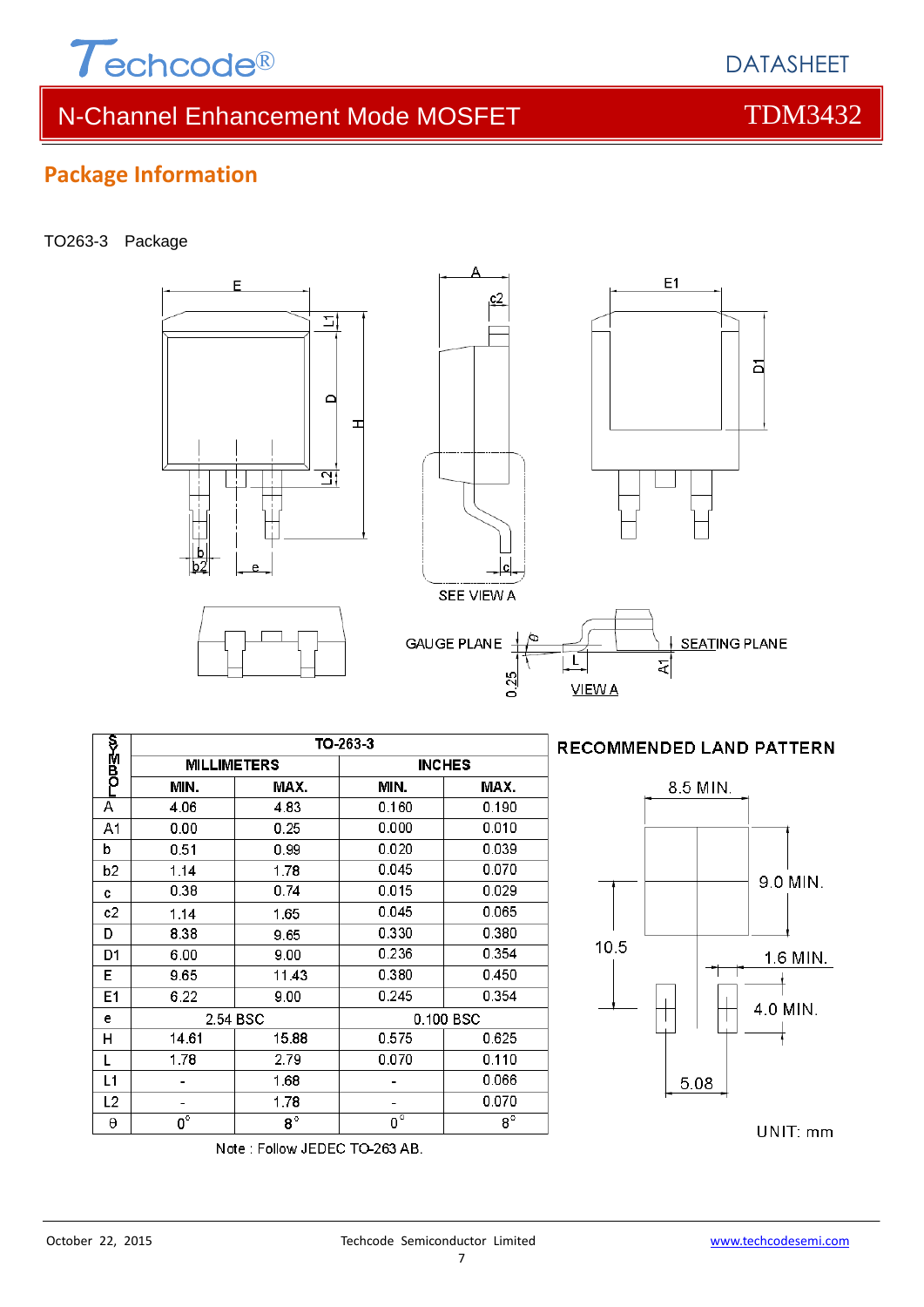## Package Information

TO263-3 Package

SEE VIEW A

GAUGE PLANE

SEATING PLANE

VIEW A

| SYMBOL | TO-263-3 | | | |
|---|---|---|---|---|
| | MILLIMETERS | | INCHES | |
| | MIN. | MAX. | MIN. | MAX. |
| A | 4.06 | 4.83 | 0.160 | 0.190 |
| A1 | 0.00 | 0.25 | 0.000 | 0.010 |
| b | 0.51 | 0.99 | 0.020 | 0.039 |
| b2 | 1.14 | 1.78 | 0.045 | 0.070 |
| c | 0.38 | 0.74 | 0.015 | 0.029 |
| c2 | 1.14 | 1.65 | 0.045 | 0.065 |
| D | 8.38 | 9.65 | 0.330 | 0.380 |
| D1 | 6.00 | 9.00 | 0.236 | 0.354 |
| E | 9.65 | 11.43 | 0.380 | 0.450 |
| E1 | 6.22 | 9.00 | 0.245 | 0.354 |
| e | 2.54 BSC | | 0.100 BSC | |
| H | 14.61 | 15.88 | 0.575 | 0.625 |
| L | 1.78 | 2.79 | 0.070 | 0.110 |
| L1 | - | 1.68 | - | 0.066 |
| L2 | - | 1.78 | - | 0.070 |
| θ | 0° | 8° | 0° | 8° |

Note : Follow JEDEC TO-263 AB.

**RECOMMENDED LAND PATTERN**

8.5 MIN.

9.0 MIN.

10.5

1.6 MIN.

4.0 MIN.

5.08

UNIT: mm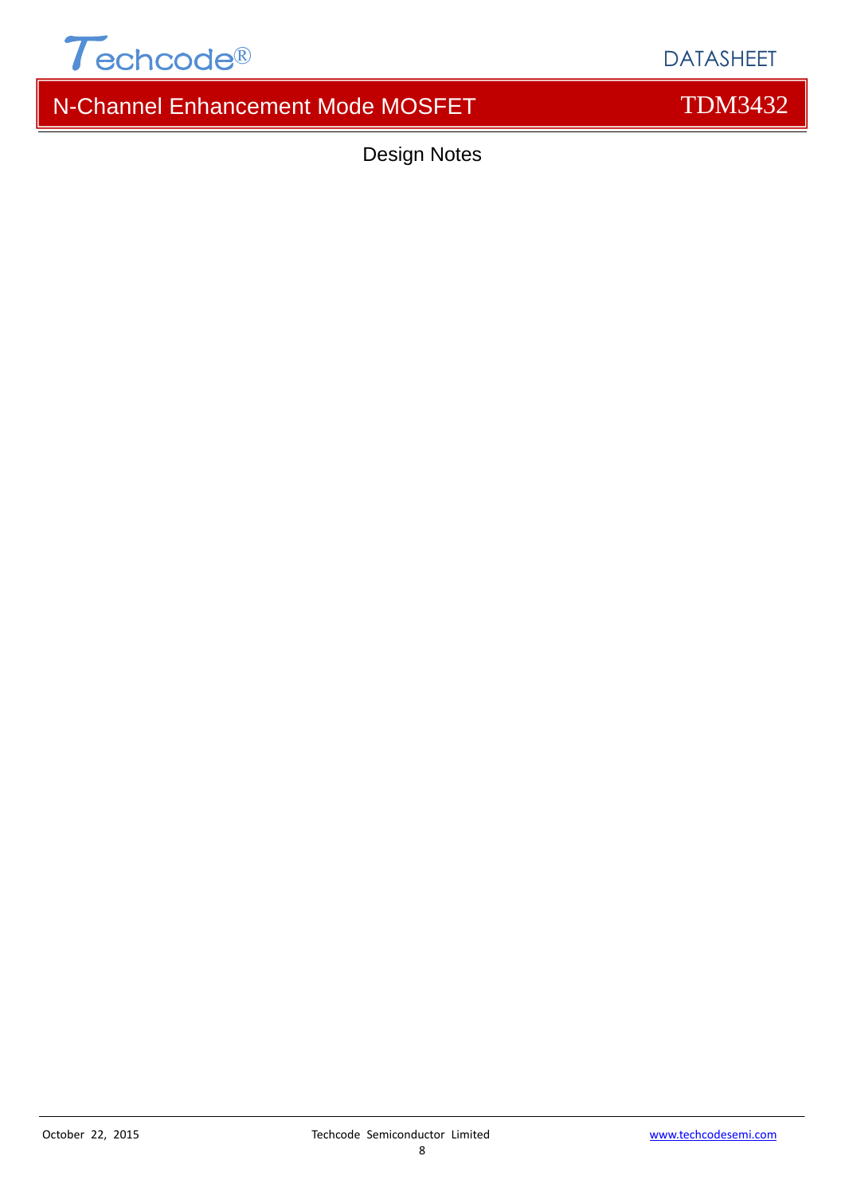Design Notes